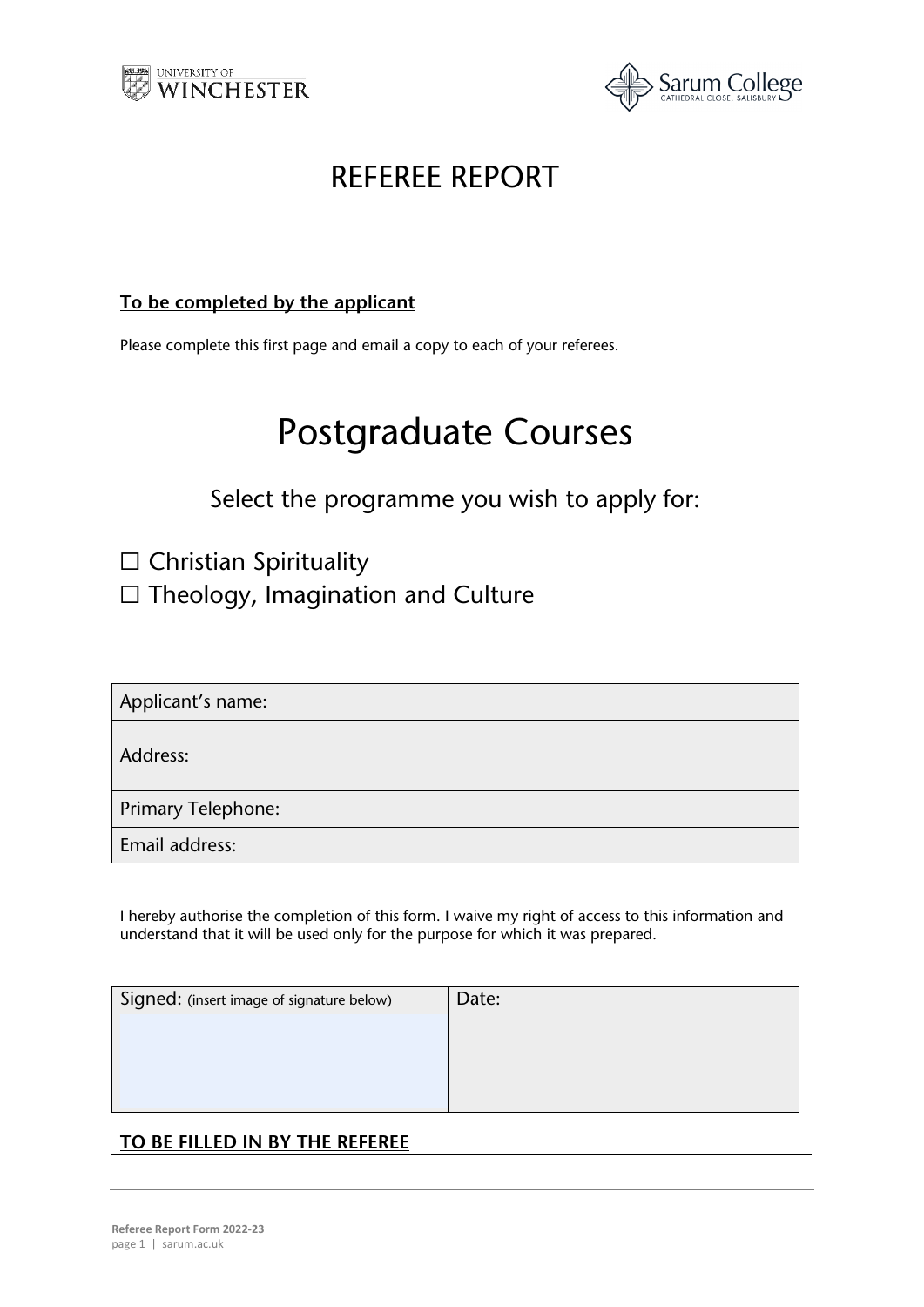# REFEREE REPORT

**To be completed by the applicant**

Please complete this first page and email a copy to each of your referees.

# Postgraduate Courses

## Select the programme you wish to apply for:

☐ Christian Spirituality
☐ Theology, Imagination and Culture

| Applicant's name: |
|---|
| Address: |
| Primary Telephone: |
| Email address: |

I hereby authorise the completion of this form. I waive my right of access to this information and understand that it will be used only for the purpose for which it was prepared.

| Signed: (insert image of signature below) | Date: |
|---|---|
| | |

**TO BE FILLED IN BY THE REFEREE**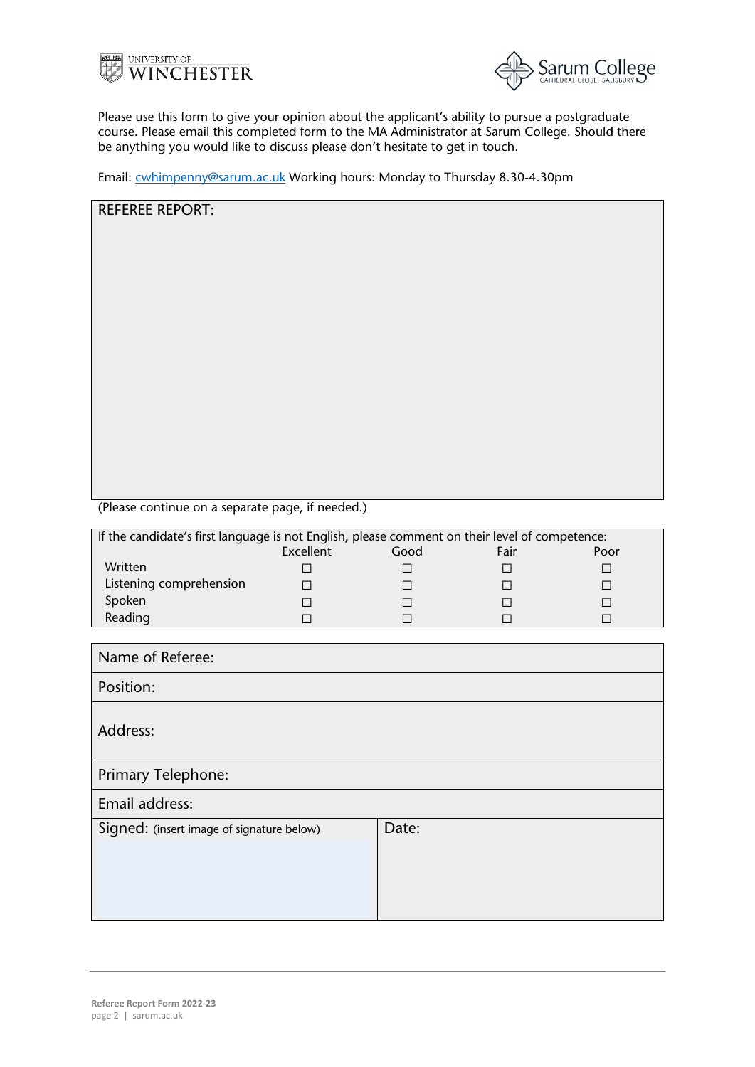UNIVERSITY OF WINCHESTER

Sarum College
CATHEDRAL CLOSE, SALISBURY

Please use this form to give your opinion about the applicant's ability to pursue a postgraduate course. Please email this completed form to the MA Administrator at Sarum College. Should there be anything you would like to discuss please don't hesitate to get in touch.

Email: [cwhimpenny@sarum.ac.uk](mailto:cwhimpenny@sarum.ac.uk) Working hours: Monday to Thursday 8.30-4.30pm

REFEREE REPORT:

(Please continue on a separate page, if needed.)

If the candidate's first language is not English, please comment on their level of competence:

| | Excellent | Good | Fair | Poor |
|---|---|---|---|---|
| Written | ☐ | ☐ | ☐ | ☐ |
| Listening comprehension | ☐ | ☐ | ☐ | ☐ |
| Spoken | ☐ | ☐ | ☐ | ☐ |
| Reading | ☐ | ☐ | ☐ | ☐ |

Name of Referee:

Position:

Address:

Primary Telephone:

Email address:

| | |
|---|---|
| Signed: (insert image of signature below) | Date: |

Referee Report Form 2022-23